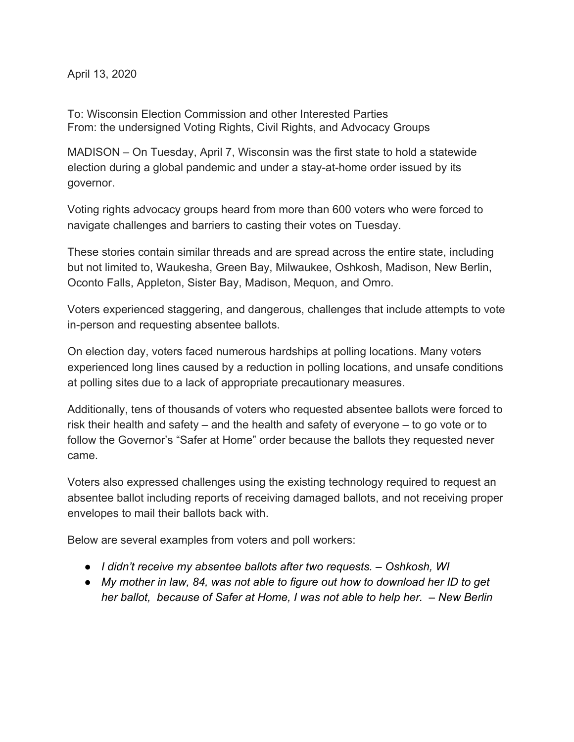April 13, 2020

To: Wisconsin Election Commission and other Interested Parties
From: the undersigned Voting Rights, Civil Rights, and Advocacy Groups

MADISON – On Tuesday, April 7, Wisconsin was the first state to hold a statewide election during a global pandemic and under a stay-at-home order issued by its governor.

Voting rights advocacy groups heard from more than 600 voters who were forced to navigate challenges and barriers to casting their votes on Tuesday.

These stories contain similar threads and are spread across the entire state, including but not limited to, Waukesha, Green Bay, Milwaukee, Oshkosh, Madison, New Berlin, Oconto Falls, Appleton, Sister Bay, Madison, Mequon, and Omro.

Voters experienced staggering, and dangerous, challenges that include attempts to vote in-person and requesting absentee ballots.

On election day, voters faced numerous hardships at polling locations. Many voters experienced long lines caused by a reduction in polling locations, and unsafe conditions at polling sites due to a lack of appropriate precautionary measures.

Additionally, tens of thousands of voters who requested absentee ballots were forced to risk their health and safety – and the health and safety of everyone – to go vote or to follow the Governor's "Safer at Home" order because the ballots they requested never came.

Voters also expressed challenges using the existing technology required to request an absentee ballot including reports of receiving damaged ballots, and not receiving proper envelopes to mail their ballots back with.

Below are several examples from voters and poll workers:

- *I didn't receive my absentee ballots after two requests. – Oshkosh, WI*
- *My mother in law, 84, was not able to figure out how to download her ID to get her ballot, because of Safer at Home, I was not able to help her. – New Berlin*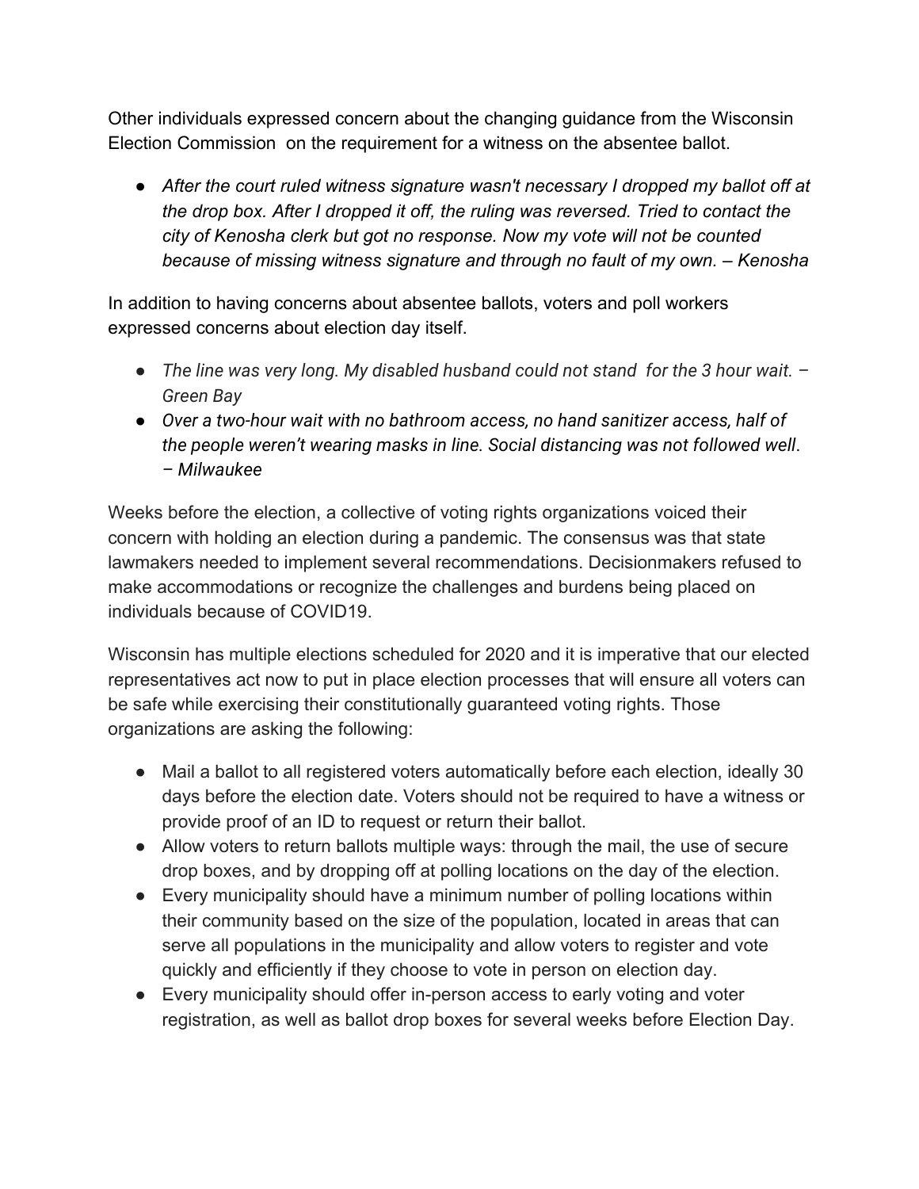Other individuals expressed concern about the changing guidance from the Wisconsin Election Commission on the requirement for a witness on the absentee ballot.

- *After the court ruled witness signature wasn't necessary I dropped my ballot off at the drop box. After I dropped it off, the ruling was reversed. Tried to contact the city of Kenosha clerk but got no response. Now my vote will not be counted because of missing witness signature and through no fault of my own. – Kenosha*

In addition to having concerns about absentee ballots, voters and poll workers expressed concerns about election day itself.

- *The line was very long. My disabled husband could not stand for the 3 hour wait. – Green Bay*
- *Over a two-hour wait with no bathroom access, no hand sanitizer access, half of the people weren't wearing masks in line. Social distancing was not followed well. – Milwaukee*

Weeks before the election, a collective of voting rights organizations voiced their concern with holding an election during a pandemic. The consensus was that state lawmakers needed to implement several recommendations. Decisionmakers refused to make accommodations or recognize the challenges and burdens being placed on individuals because of COVID19.

Wisconsin has multiple elections scheduled for 2020 and it is imperative that our elected representatives act now to put in place election processes that will ensure all voters can be safe while exercising their constitutionally guaranteed voting rights. Those organizations are asking the following:

- Mail a ballot to all registered voters automatically before each election, ideally 30 days before the election date. Voters should not be required to have a witness or provide proof of an ID to request or return their ballot.
- Allow voters to return ballots multiple ways: through the mail, the use of secure drop boxes, and by dropping off at polling locations on the day of the election.
- Every municipality should have a minimum number of polling locations within their community based on the size of the population, located in areas that can serve all populations in the municipality and allow voters to register and vote quickly and efficiently if they choose to vote in person on election day.
- Every municipality should offer in-person access to early voting and voter registration, as well as ballot drop boxes for several weeks before Election Day.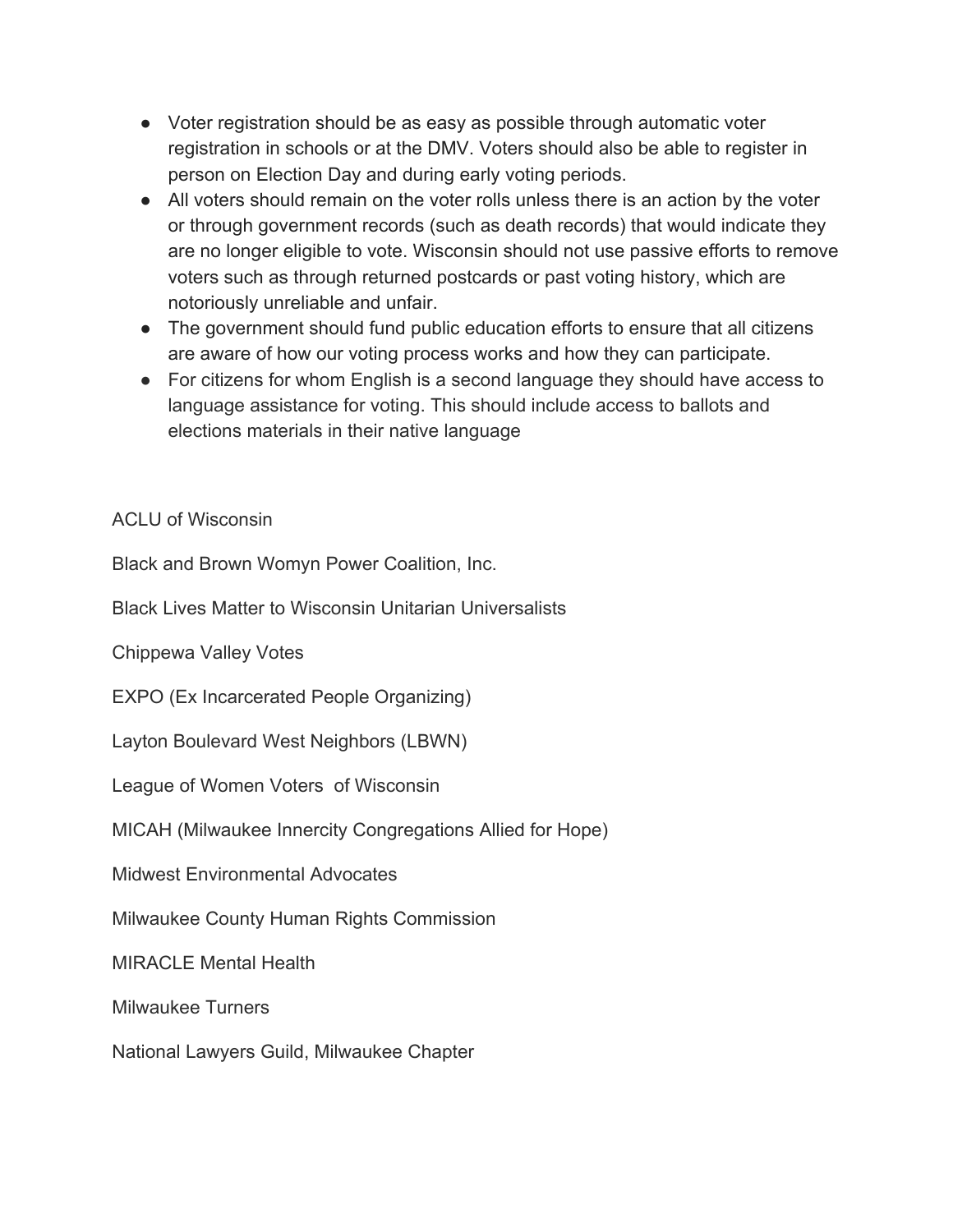- Voter registration should be as easy as possible through automatic voter registration in schools or at the DMV. Voters should also be able to register in person on Election Day and during early voting periods.
- All voters should remain on the voter rolls unless there is an action by the voter or through government records (such as death records) that would indicate they are no longer eligible to vote. Wisconsin should not use passive efforts to remove voters such as through returned postcards or past voting history, which are notoriously unreliable and unfair.
- The government should fund public education efforts to ensure that all citizens are aware of how our voting process works and how they can participate.
- For citizens for whom English is a second language they should have access to language assistance for voting. This should include access to ballots and elections materials in their native language

ACLU of Wisconsin

Black and Brown Womyn Power Coalition, Inc.

Black Lives Matter to Wisconsin Unitarian Universalists

Chippewa Valley Votes

EXPO (Ex Incarcerated People Organizing)

Layton Boulevard West Neighbors (LBWN)

League of Women Voters  of Wisconsin

MICAH (Milwaukee Innercity Congregations Allied for Hope)

Midwest Environmental Advocates

Milwaukee County Human Rights Commission

MIRACLE Mental Health

Milwaukee Turners

National Lawyers Guild, Milwaukee Chapter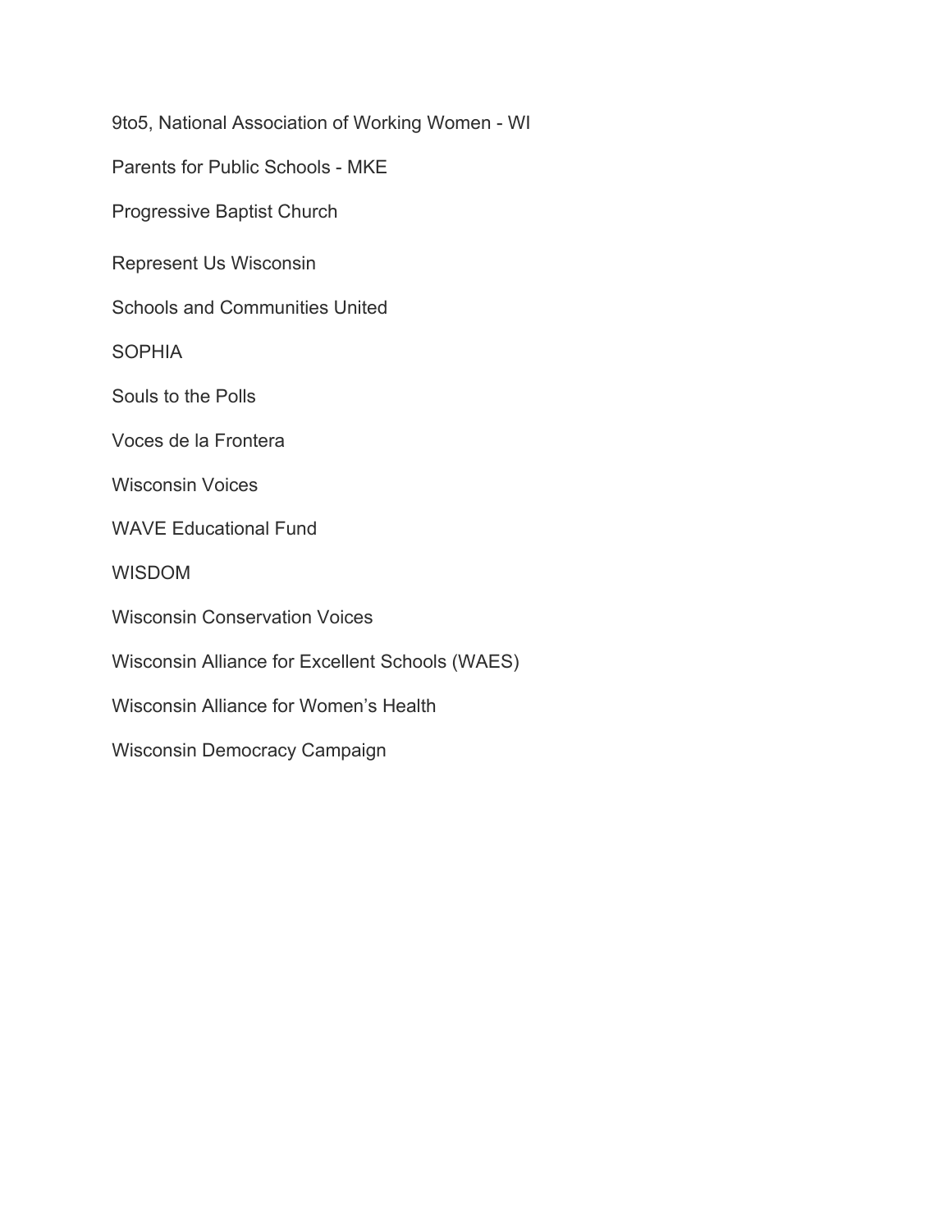9to5, National Association of Working Women - WI

Parents for Public Schools - MKE

Progressive Baptist Church

Represent Us Wisconsin

Schools and Communities United

SOPHIA

Souls to the Polls

Voces de la Frontera

Wisconsin Voices

WAVE Educational Fund

WISDOM

Wisconsin Conservation Voices

Wisconsin Alliance for Excellent Schools (WAES)

Wisconsin Alliance for Women's Health

Wisconsin Democracy Campaign